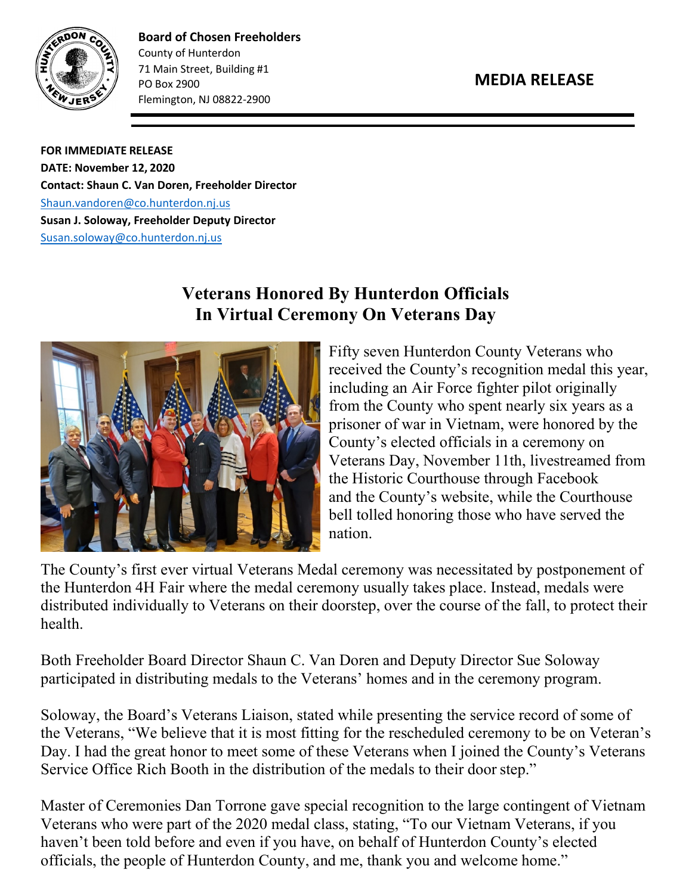**Board of Chosen Freeholders**
County of Hunterdon
71 Main Street, Building #1
PO Box 2900
Flemington, NJ 08822-2900

**MEDIA RELEASE**

**FOR IMMEDIATE RELEASE**
**DATE: November 12, 2020**
**Contact: Shaun C. Van Doren, Freeholder Director**
Shaun.vandoren@co.hunterdon.nj.us
**Susan J. Soloway, Freeholder Deputy Director**
Susan.soloway@co.hunterdon.nj.us

# Veterans Honored By Hunterdon Officials In Virtual Ceremony On Veterans Day

Fifty seven Hunterdon County Veterans who received the County's recognition medal this year, including an Air Force fighter pilot originally from the County who spent nearly six years as a prisoner of war in Vietnam, were honored by the County's elected officials in a ceremony on Veterans Day, November 11th, livestreamed from the Historic Courthouse through Facebook and the County's website, while the Courthouse bell tolled honoring those who have served the nation.

The County's first ever virtual Veterans Medal ceremony was necessitated by postponement of the Hunterdon 4H Fair where the medal ceremony usually takes place. Instead, medals were distributed individually to Veterans on their doorstep, over the course of the fall, to protect their health.

Both Freeholder Board Director Shaun C. Van Doren and Deputy Director Sue Soloway participated in distributing medals to the Veterans' homes and in the ceremony program.

Soloway, the Board's Veterans Liaison, stated while presenting the service record of some of the Veterans, "We believe that it is most fitting for the rescheduled ceremony to be on Veteran's Day. I had the great honor to meet some of these Veterans when I joined the County's Veterans Service Office Rich Booth in the distribution of the medals to their door step."

Master of Ceremonies Dan Torrone gave special recognition to the large contingent of Vietnam Veterans who were part of the 2020 medal class, stating, "To our Vietnam Veterans, if you haven't been told before and even if you have, on behalf of Hunterdon County's elected officials, the people of Hunterdon County, and me, thank you and welcome home."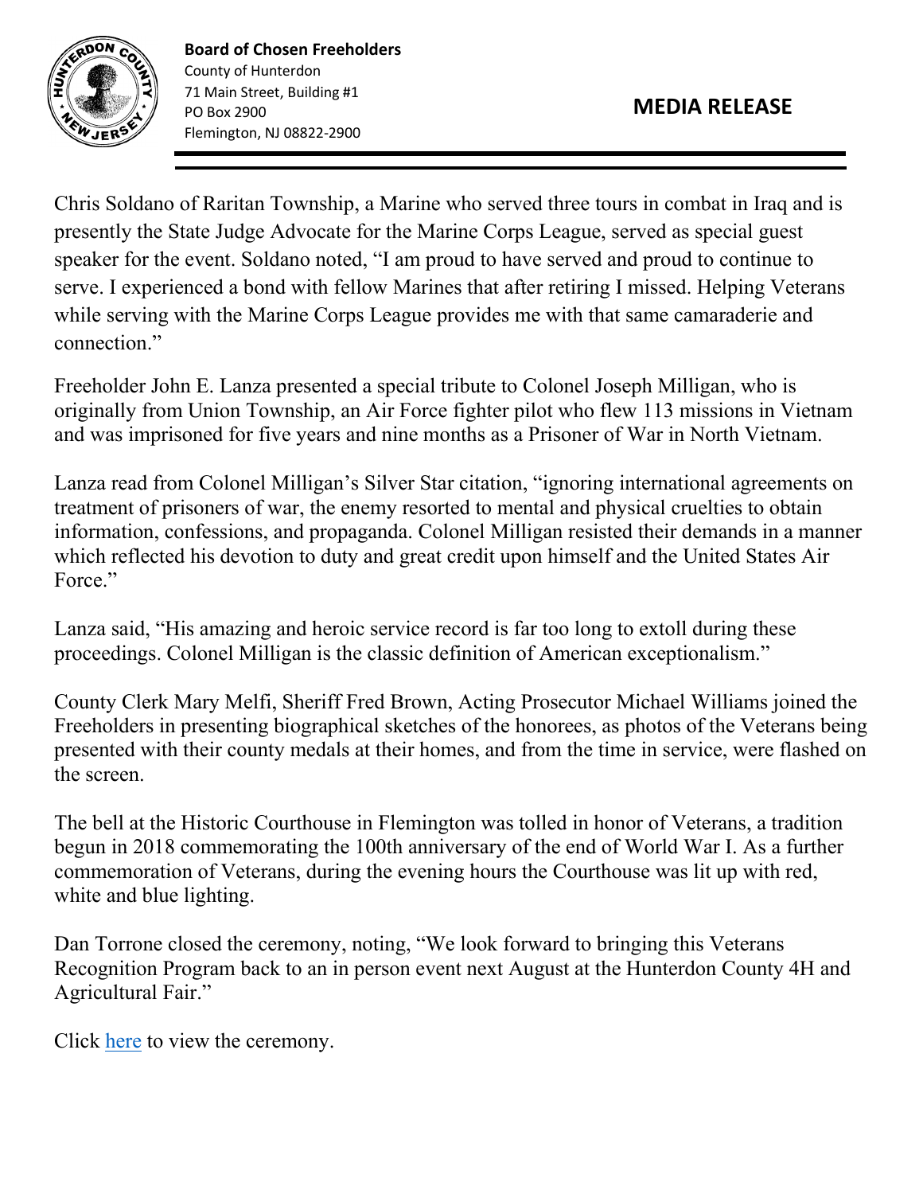**Board of Chosen Freeholders**
County of Hunterdon
71 Main Street, Building #1
PO Box 2900
Flemington, NJ 08822-2900

**MEDIA RELEASE**

---

Chris Soldano of Raritan Township, a Marine who served three tours in combat in Iraq and is presently the State Judge Advocate for the Marine Corps League, served as special guest speaker for the event. Soldano noted, "I am proud to have served and proud to continue to serve. I experienced a bond with fellow Marines that after retiring I missed. Helping Veterans while serving with the Marine Corps League provides me with that same camaraderie and connection."

Freeholder John E. Lanza presented a special tribute to Colonel Joseph Milligan, who is originally from Union Township, an Air Force fighter pilot who flew 113 missions in Vietnam and was imprisoned for five years and nine months as a Prisoner of War in North Vietnam.

Lanza read from Colonel Milligan's Silver Star citation, "ignoring international agreements on treatment of prisoners of war, the enemy resorted to mental and physical cruelties to obtain information, confessions, and propaganda. Colonel Milligan resisted their demands in a manner which reflected his devotion to duty and great credit upon himself and the United States Air Force."

Lanza said, "His amazing and heroic service record is far too long to extoll during these proceedings. Colonel Milligan is the classic definition of American exceptionalism."

County Clerk Mary Melfi, Sheriff Fred Brown, Acting Prosecutor Michael Williams joined the Freeholders in presenting biographical sketches of the honorees, as photos of the Veterans being presented with their county medals at their homes, and from the time in service, were flashed on the screen.

The bell at the Historic Courthouse in Flemington was tolled in honor of Veterans, a tradition begun in 2018 commemorating the 100th anniversary of the end of World War I. As a further commemoration of Veterans, during the evening hours the Courthouse was lit up with red, white and blue lighting.

Dan Torrone closed the ceremony, noting, "We look forward to bringing this Veterans Recognition Program back to an in person event next August at the Hunterdon County 4H and Agricultural Fair."

Click here to view the ceremony.